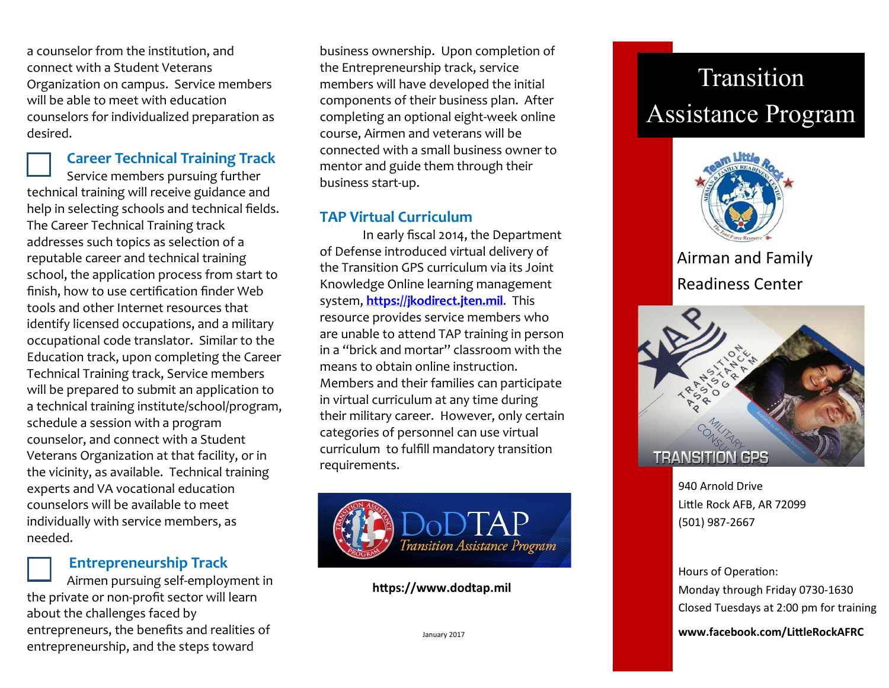a counselor from the institution, and connect with a Student Veterans Organization on campus. Service members will be able to meet with education counselors for individualized preparation as desired.

## Career Technical Training Track

Service members pursuing further technical training will receive guidance and help in selecting schools and technical fields. The Career Technical Training track addresses such topics as selection of a reputable career and technical training school, the application process from start to finish, how to use certification finder Web tools and other Internet resources that identify licensed occupations, and a military occupational code translator. Similar to the Education track, upon completing the Career Technical Training track, Service members will be prepared to submit an application to a technical training institute/school/program, schedule a session with a program counselor, and connect with a Student Veterans Organization at that facility, or in the vicinity, as available. Technical training experts and VA vocational education counselors will be available to meet individually with service members, as needed.

## Entrepreneurship Track

Airmen pursuing self-employment in the private or non-profit sector will learn about the challenges faced by entrepreneurs, the benefits and realities of entrepreneurship, and the steps toward business ownership. Upon completion of the Entrepreneurship track, service members will have developed the initial components of their business plan. After completing an optional eight-week online course, Airmen and veterans will be connected with a small business owner to mentor and guide them through their business start-up.

## TAP Virtual Curriculum

In early fiscal 2014, the Department of Defense introduced virtual delivery of the Transition GPS curriculum via its Joint Knowledge Online learning management system, **https://jkodirect.jten.mil**. This resource provides service members who are unable to attend TAP training in person in a "brick and mortar" classroom with the means to obtain online instruction. Members and their families can participate in virtual curriculum at any time during their military career. However, only certain categories of personnel can use virtual curriculum to fulfill mandatory transition requirements.

DoDTAP *Transition Assistance Program*

**https://www.dodtap.mil**

January 2017

# Transition Assistance Program

Airman and Family Readiness Center

940 Arnold Drive
Little Rock AFB, AR 72099
(501) 987-2667

Hours of Operation:
Monday through Friday 0730-1630
Closed Tuesdays at 2:00 pm for training

**www.facebook.com/LittleRockAFRC**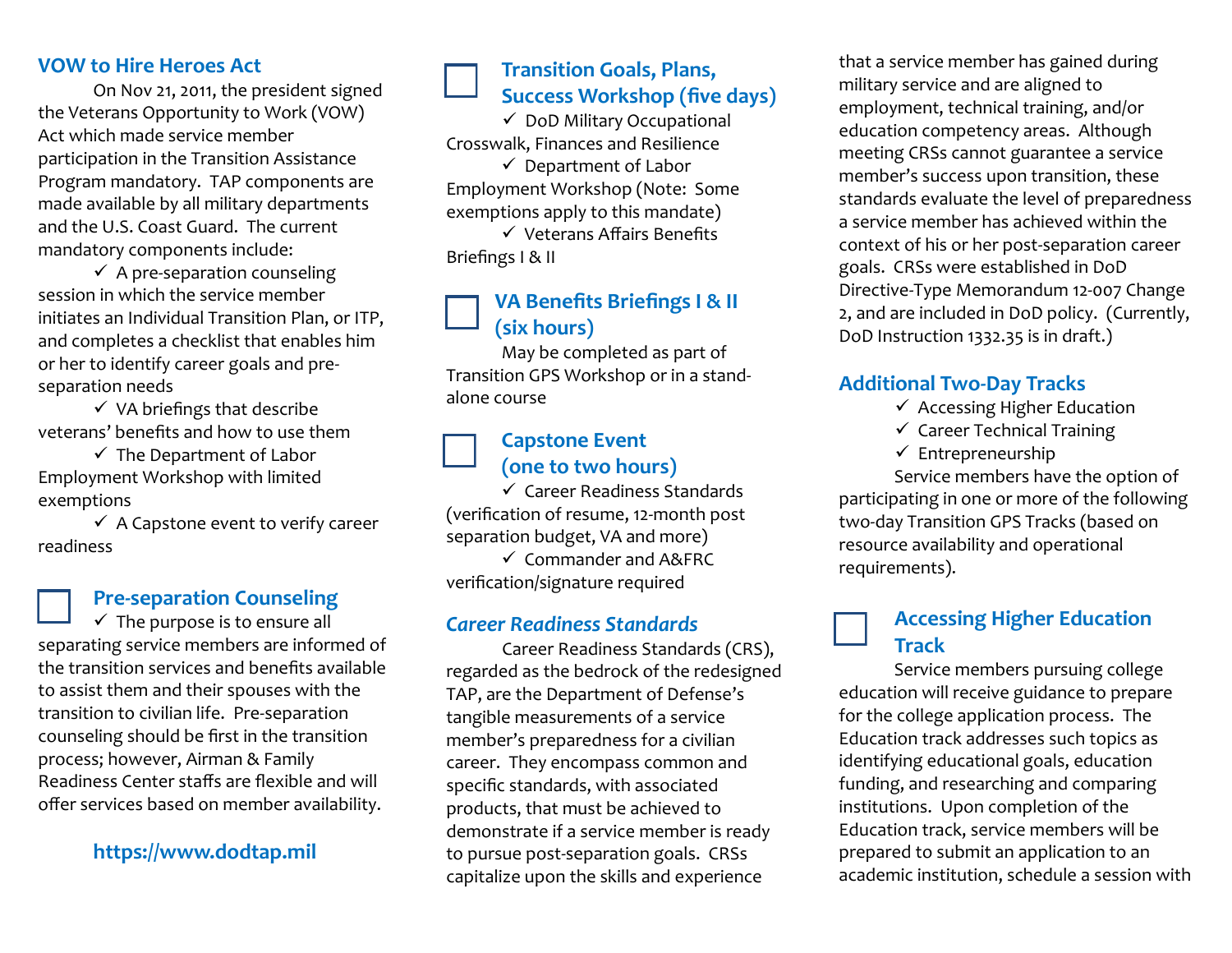## VOW to Hire Heroes Act

On Nov 21, 2011, the president signed the Veterans Opportunity to Work (VOW) Act which made service member participation in the Transition Assistance Program mandatory. TAP components are made available by all military departments and the U.S. Coast Guard. The current mandatory components include:

- ✓ A pre-separation counseling session in which the service member initiates an Individual Transition Plan, or ITP, and completes a checklist that enables him or her to identify career goals and pre-separation needs
- ✓ VA briefings that describe veterans' benefits and how to use them
- ✓ The Department of Labor Employment Workshop with limited exemptions
- ✓ A Capstone event to verify career readiness

## ☐ Pre-separation Counseling

✓ The purpose is to ensure all separating service members are informed of the transition services and benefits available to assist them and their spouses with the transition to civilian life. Pre-separation counseling should be first in the transition process; however, Airman & Family Readiness Center staffs are flexible and will offer services based on member availability.

**https://www.dodtap.mil**

## ☐ Transition Goals, Plans, Success Workshop (five days)

- ✓ DoD Military Occupational Crosswalk, Finances and Resilience
- ✓ Department of Labor Employment Workshop (Note: Some exemptions apply to this mandate)
- ✓ Veterans Affairs Benefits Briefings I & II

## ☐ VA Benefits Briefings I & II (six hours)

May be completed as part of Transition GPS Workshop or in a stand-alone course

## ☐ Capstone Event (one to two hours)

- ✓ Career Readiness Standards (verification of resume, 12-month post separation budget, VA and more)
- ✓ Commander and A&FRC verification/signature required

## *Career Readiness Standards*

Career Readiness Standards (CRS), regarded as the bedrock of the redesigned TAP, are the Department of Defense's tangible measurements of a service member's preparedness for a civilian career. They encompass common and specific standards, with associated products, that must be achieved to demonstrate if a service member is ready to pursue post-separation goals. CRSs capitalize upon the skills and experience that a service member has gained during military service and are aligned to employment, technical training, and/or education competency areas. Although meeting CRSs cannot guarantee a service member's success upon transition, these standards evaluate the level of preparedness a service member has achieved within the context of his or her post-separation career goals. CRSs were established in DoD Directive-Type Memorandum 12-007 Change 2, and are included in DoD policy. (Currently, DoD Instruction 1332.35 is in draft.)

## Additional Two-Day Tracks

- ✓ Accessing Higher Education
- ✓ Career Technical Training
- ✓ Entrepreneurship

Service members have the option of participating in one or more of the following two-day Transition GPS Tracks (based on resource availability and operational requirements).

## ☐ Accessing Higher Education Track

Service members pursuing college education will receive guidance to prepare for the college application process. The Education track addresses such topics as identifying educational goals, education funding, and researching and comparing institutions. Upon completion of the Education track, service members will be prepared to submit an application to an academic institution, schedule a session with